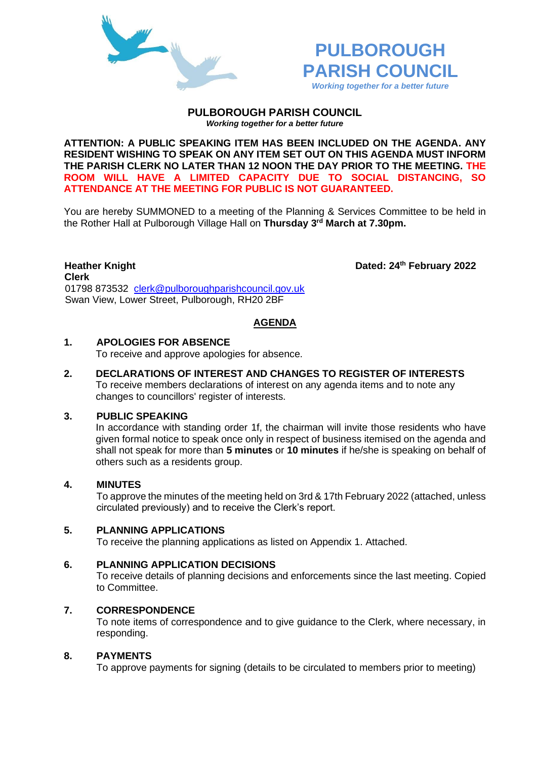# PULBOROUGH PARISH COUNCIL

*Working together for a better future*

## PULBOROUGH PARISH COUNCIL

***Working together for a better future***

**ATTENTION: A PUBLIC SPEAKING ITEM HAS BEEN INCLUDED ON THE AGENDA. ANY RESIDENT WISHING TO SPEAK ON ANY ITEM SET OUT ON THIS AGENDA MUST INFORM THE PARISH CLERK NO LATER THAN 12 NOON THE DAY PRIOR TO THE MEETING. THE ROOM WILL HAVE A LIMITED CAPACITY DUE TO SOCIAL DISTANCING, SO ATTENDANCE AT THE MEETING FOR PUBLIC IS NOT GUARANTEED.**

You are hereby SUMMONED to a meeting of the Planning & Services Committee to be held in the Rother Hall at Pulborough Village Hall on **Thursday 3rd March at 7.30pm.**

**Heather Knight**
**Clerk**
01798 873532 clerk@pulboroughparishcouncil.gov.uk
Swan View, Lower Street, Pulborough, RH20 2BF

**Dated: 24th February 2022**

## AGENDA

**1. APOLOGIES FOR ABSENCE**
To receive and approve apologies for absence.

**2. DECLARATIONS OF INTEREST AND CHANGES TO REGISTER OF INTERESTS**
To receive members declarations of interest on any agenda items and to note any changes to councillors' register of interests.

**3. PUBLIC SPEAKING**
In accordance with standing order 1f, the chairman will invite those residents who have given formal notice to speak once only in respect of business itemised on the agenda and shall not speak for more than **5 minutes** or **10 minutes** if he/she is speaking on behalf of others such as a residents group.

**4. MINUTES**
To approve the minutes of the meeting held on 3rd & 17th February 2022 (attached, unless circulated previously) and to receive the Clerk's report.

**5. PLANNING APPLICATIONS**
To receive the planning applications as listed on Appendix 1. Attached.

**6. PLANNING APPLICATION DECISIONS**
To receive details of planning decisions and enforcements since the last meeting. Copied to Committee.

**7. CORRESPONDENCE**
To note items of correspondence and to give guidance to the Clerk, where necessary, in responding.

**8. PAYMENTS**
To approve payments for signing (details to be circulated to members prior to meeting)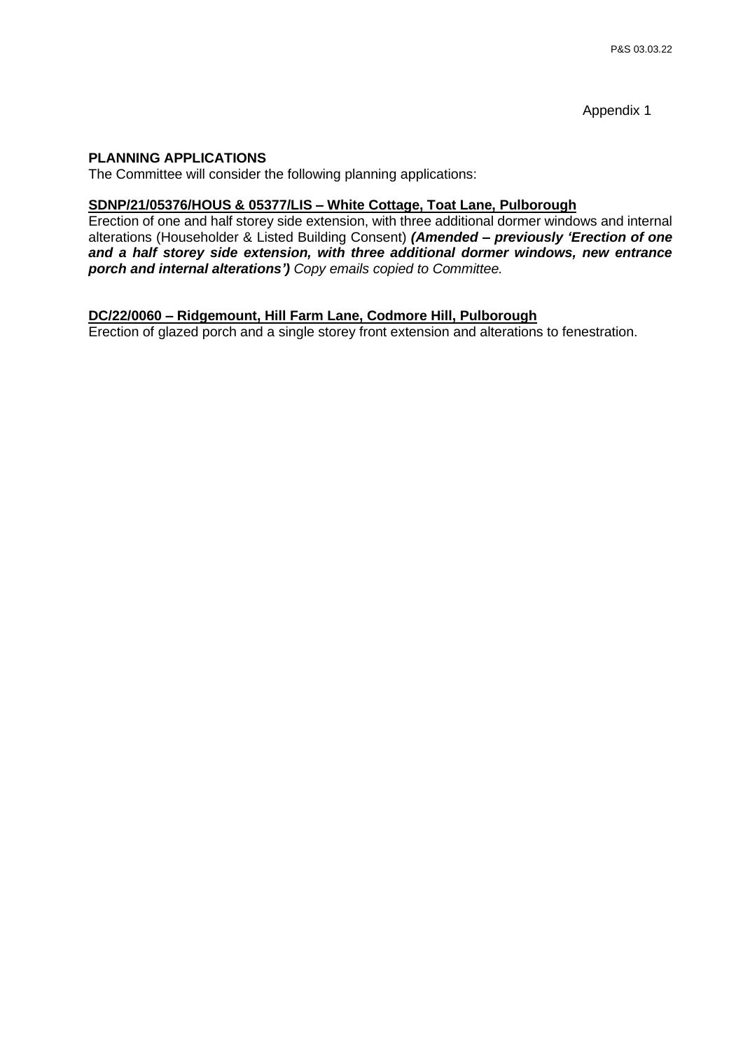Appendix 1

## PLANNING APPLICATIONS

The Committee will consider the following planning applications:

### SDNP/21/05376/HOUS & 05377/LIS – White Cottage, Toat Lane, Pulborough

Erection of one and half storey side extension, with three additional dormer windows and internal alterations (Householder & Listed Building Consent) ***(Amended – previously 'Erection of one and a half storey side extension, with three additional dormer windows, new entrance porch and internal alterations')*** *Copy emails copied to Committee.*

### DC/22/0060 – Ridgemount, Hill Farm Lane, Codmore Hill, Pulborough

Erection of glazed porch and a single storey front extension and alterations to fenestration.